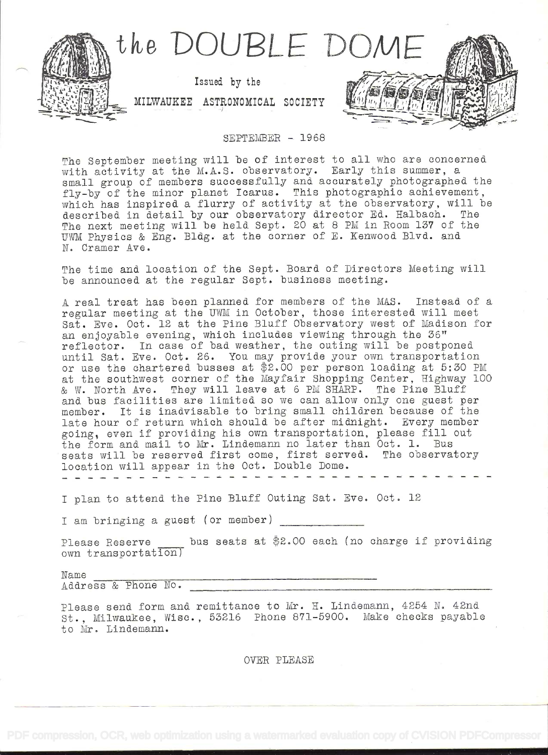# the DOUBLE DOME

Issued by the

MILWAUKEE ASTRONOMICAL SOCIETY

SEPTEMBER - 1968

The September meeting will be of interest to all who are concerned with activity at the M.A.S. observatory. Early this summer, a small group of members successfully and accurately photographed the fly-by of the minor planet Icarus. This photographic achievement, which has inspired a flurry of activity at the observatory, will be described in detail by our observatory director Ed. Halbach. The The next meeting will be held Sept. 20 at 8 PM in Room 137 of the UWM Physics & Eng. Bldg. at the corner of E. Kenwood Blvd. and N. Cramer Ave.

The time and location of the Sept. Board of Directors Meeting will be announced at the regular Sept. business meeting.

A real treat has been planned for members of the MAS. Instead of a regular meeting at the UWM in October, those interested will meet Sat. Eve. Oct. 12 at the Pine Bluff Observatory west of Madison for an enjoyable evening, which includes viewing through the 36" reflector. In case of bad weather, the outing will be postponed until Sat. Eve. Oct. 26. You may provide your own transportation or use the chartered busses at $2.00 per person loading at 5:30 PM at the southwest corner of the Mayfair Shopping Center, Highway 100 & W. North Ave. They will leave at 6 PM SHARP. The Pine Bluff and bus facilities are limited so we can allow only one guest per member. It is inadvisable to bring small children because of the late hour of return which should be after midnight. Every member going, even if providing his own transportation, please fill out the form and mail to Mr. Lindemann no later than Oct. 1. Bus seats will be reserved first come, first served. The observatory location will appear in the Oct. Double Dome.

- - - - - - - - - - - - - - - - - - - - - - - - - - - - - - - - - - - - -

I plan to attend the Pine Bluff Outing Sat. Eve. Oct. 12

I am bringing a guest (or member) ____________

Please Reserve ____ bus seats at $2.00 each (no charge if providing own transportation)

Name ________________________________________

Address & Phone No. ________________________________________

Please send form and remittance to Mr. H. Lindemann, 4254 N. 42nd St., Milwaukee, Wisc., 53216 Phone 871-5900. Make checks payable to Mr. Lindemann.

OVER PLEASE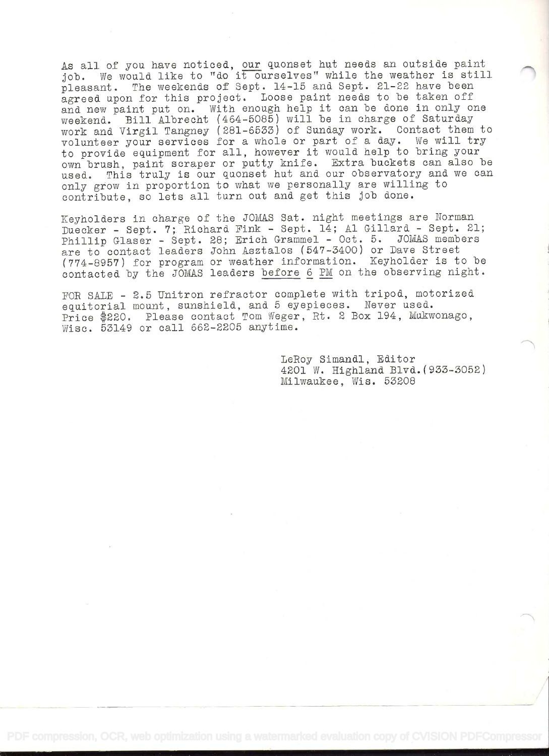As all of you have noticed, our quonset hut needs an outside paint job. We would like to "do it ourselves" while the weather is still pleasant. The weekends of Sept. 14-15 and Sept. 21-22 have been agreed upon for this project. Loose paint needs to be taken off and new paint put on. With enough help it can be done in only one weekend. Bill Albrecht (464-5085) will be in charge of Saturday work and Virgil Tangney (281-6533) of Sunday work. Contact them to volunteer your services for a whole or part of a day. We will try to provide equipment for all, however it would help to bring your own brush, paint scraper or putty knife. Extra buckets can also be used. This truly is our quonset hut and our observatory and we can only grow in proportion to what we personally are willing to contribute, so lets all turn out and get this job done.

Keyholders in charge of the JOMAS Sat. night meetings are Norman Duecker - Sept. 7; Richard Fink - Sept. 14; Al Gillard - Sept. 21; Phillip Glaser - Sept. 28; Erich Grammel - Oct. 5. JOMAS members are to contact leaders John Asztalos (547-3400) or Dave Street (774-8957) for program or weather information. Keyholder is to be contacted by the JOMAS leaders before 6 PM on the observing night.

FOR SALE - 2.5 Unitron refractor complete with tripod, motorized equitorial mount, sunshield, and 5 eyepieces. Never used. Price $220. Please contact Tom Weger, Rt. 2 Box 194, Mukwonago, Wisc. 53149 or call 662-2205 anytime.

LeRoy Simandl, Editor
4201 W. Highland Blvd.(933-3052)
Milwaukee, Wis. 53208